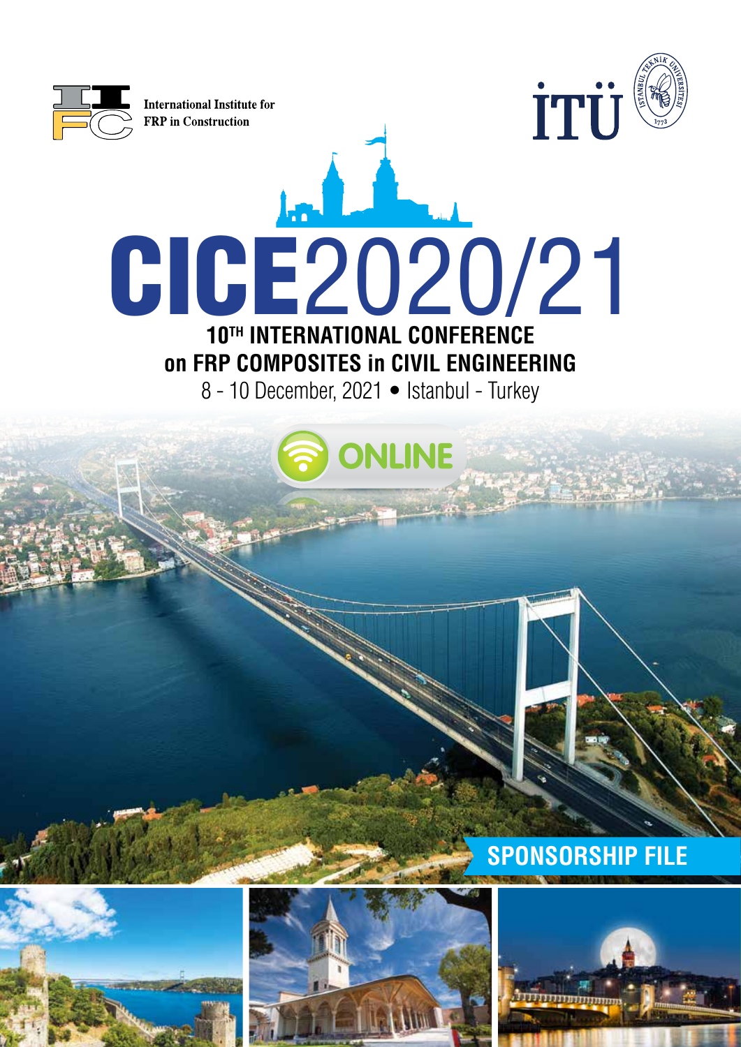International Institute for FRP in Construction

İTÜ

# CICE2020/21

## 10TH INTERNATIONAL CONFERENCE on FRP COMPOSITES in CIVIL ENGINEERING

8 - 10 December, 2021 • Istanbul - Turkey

ONLINE

**SPONSORSHIP FILE**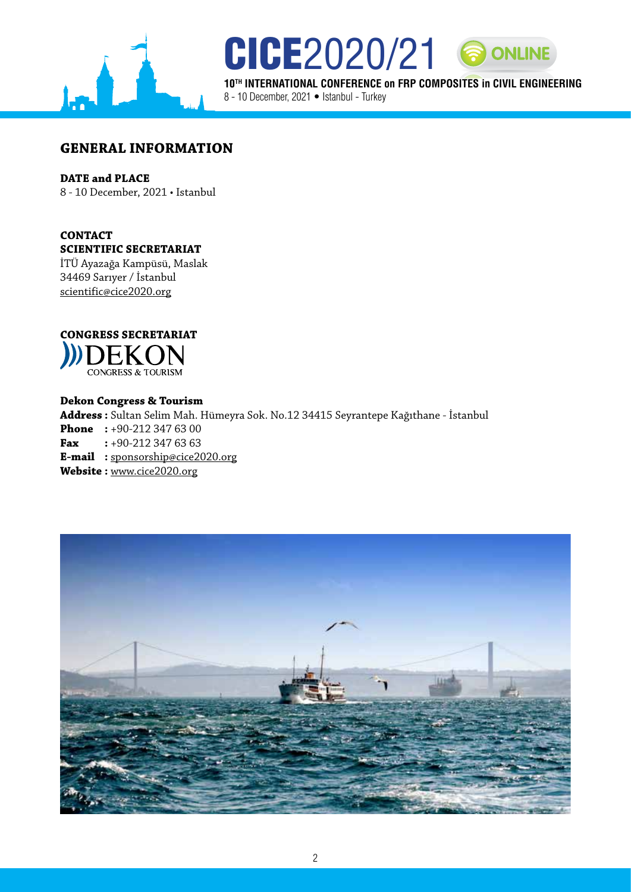## GENERAL INFORMATION

**DATE and PLACE**
8 - 10 December, 2021 • Istanbul

**CONTACT**
**SCIENTIFIC SECRETARIAT**
İTÜ Ayazağa Kampüsü, Maslak
34469 Sarıyer / İstanbul
scientific@cice2020.org

**CONGRESS SECRETARIAT**

DEKON
CONGRESS & TOURISM

**Dekon Congress & Tourism**
**Address :** Sultan Selim Mah. Hümeyra Sok. No.12 34415 Seyrantepe Kağıthane - İstanbul
**Phone :** +90-212 347 63 00
**Fax :** +90-212 347 63 63
**E-mail :** sponsorship@cice2020.org
**Website :** www.cice2020.org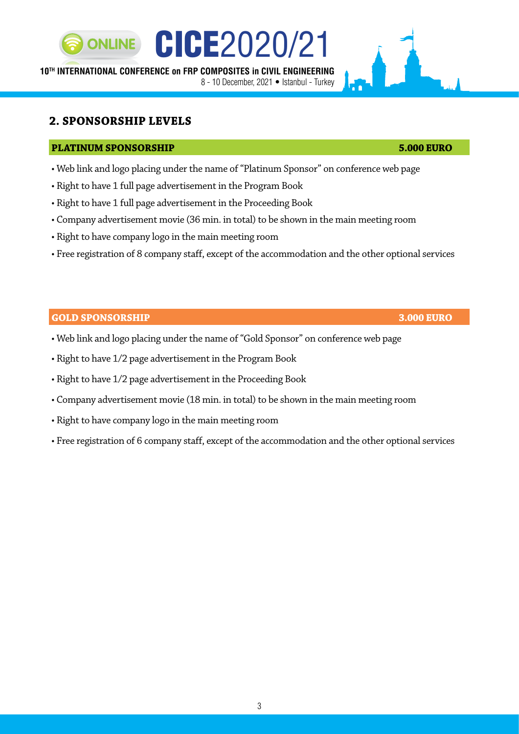## 2. SPONSORSHIP LEVELS

**PLATINUM SPONSORSHIP** **5.000 EURO**

- Web link and logo placing under the name of "Platinum Sponsor" on conference web page
- Right to have 1 full page advertisement in the Program Book
- Right to have 1 full page advertisement in the Proceeding Book
- Company advertisement movie (36 min. in total) to be shown in the main meeting room
- Right to have company logo in the main meeting room
- Free registration of 8 company staff, except of the accommodation and the other optional services

**GOLD SPONSORSHIP** **3.000 EURO**

- Web link and logo placing under the name of "Gold Sponsor" on conference web page
- Right to have 1/2 page advertisement in the Program Book
- Right to have 1/2 page advertisement in the Proceeding Book
- Company advertisement movie (18 min. in total) to be shown in the main meeting room
- Right to have company logo in the main meeting room
- Free registration of 6 company staff, except of the accommodation and the other optional services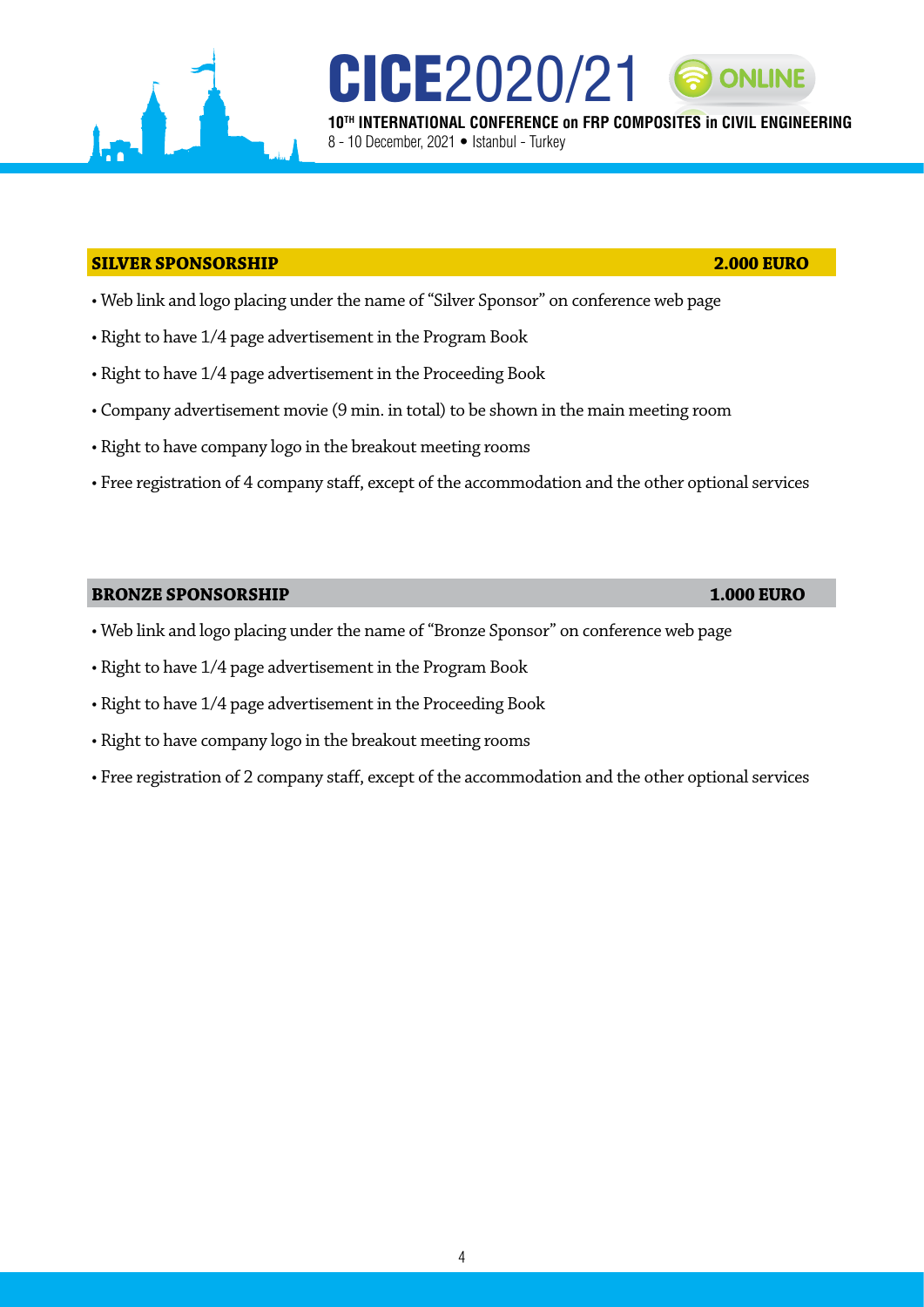## SILVER SPONSORSHIP — 2.000 EURO

- Web link and logo placing under the name of "Silver Sponsor" on conference web page
- Right to have 1/4 page advertisement in the Program Book
- Right to have 1/4 page advertisement in the Proceeding Book
- Company advertisement movie (9 min. in total) to be shown in the main meeting room
- Right to have company logo in the breakout meeting rooms
- Free registration of 4 company staff, except of the accommodation and the other optional services

## BRONZE SPONSORSHIP — 1.000 EURO

- Web link and logo placing under the name of "Bronze Sponsor" on conference web page
- Right to have 1/4 page advertisement in the Program Book
- Right to have 1/4 page advertisement in the Proceeding Book
- Right to have company logo in the breakout meeting rooms
- Free registration of 2 company staff, except of the accommodation and the other optional services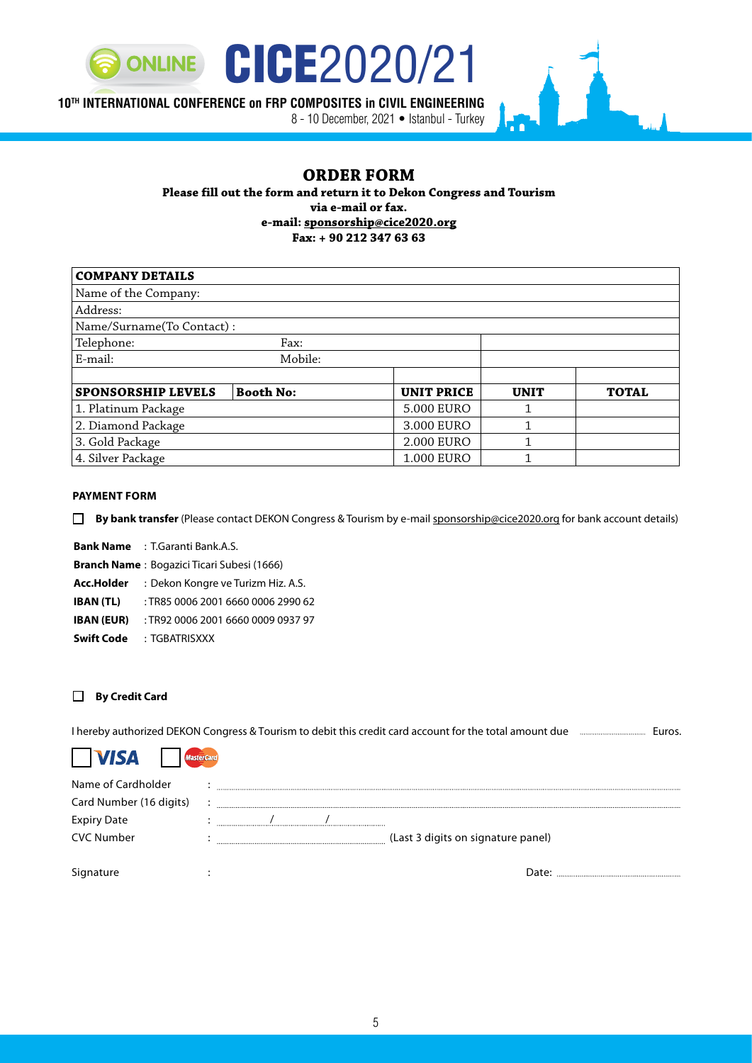# ORDER FORM

**Please fill out the form and return it to Dekon Congress and Tourism via e-mail or fax.**
**e-mail: sponsorship@cice2020.org**
**Fax: + 90 212 347 63 63**

| **COMPANY DETAILS** | | | | |
|---|---|---|---|---|
| Name of the Company: | | | | |
| Address: | | | | |
| Name/Surname(To Contact) : | | | | |
| Telephone: | Fax: | | | |
| E-mail: | Mobile: | | | |
| | | | | |
| **SPONSORSHIP LEVELS** | **Booth No:** | **UNIT PRICE** | **UNIT** | **TOTAL** |
| 1. Platinum Package | | 5.000 EURO | 1 | |
| 2. Diamond Package | | 3.000 EURO | 1 | |
| 3. Gold Package | | 2.000 EURO | 1 | |
| 4. Silver Package | | 1.000 EURO | 1 | |

**PAYMENT FORM**

☐ **By bank transfer** (Please contact DEKON Congress & Tourism by e-mail sponsorship@cice2020.org for bank account details)

**Bank Name** : T.Garanti Bank.A.S.
**Branch Name** : Bogazici Ticari Subesi (1666)
**Acc.Holder** : Dekon Kongre ve Turizm Hiz. A.S.
**IBAN (TL)** : TR85 0006 2001 6660 0006 2990 62
**IBAN (EUR)** : TR92 0006 2001 6660 0009 0937 97
**Swift Code** : TGBATRISXXX

☐ **By Credit Card**

I hereby authorized DEKON Congress & Tourism to debit this credit card account for the total amount due .................... Euros.

☐ VISA ☐ MasterCard

Name of Cardholder : ....................
Card Number (16 digits) : ....................
Expiry Date : ........../........../..........
CVC Number : .................... (Last 3 digits on signature panel)

Signature : Date: ....................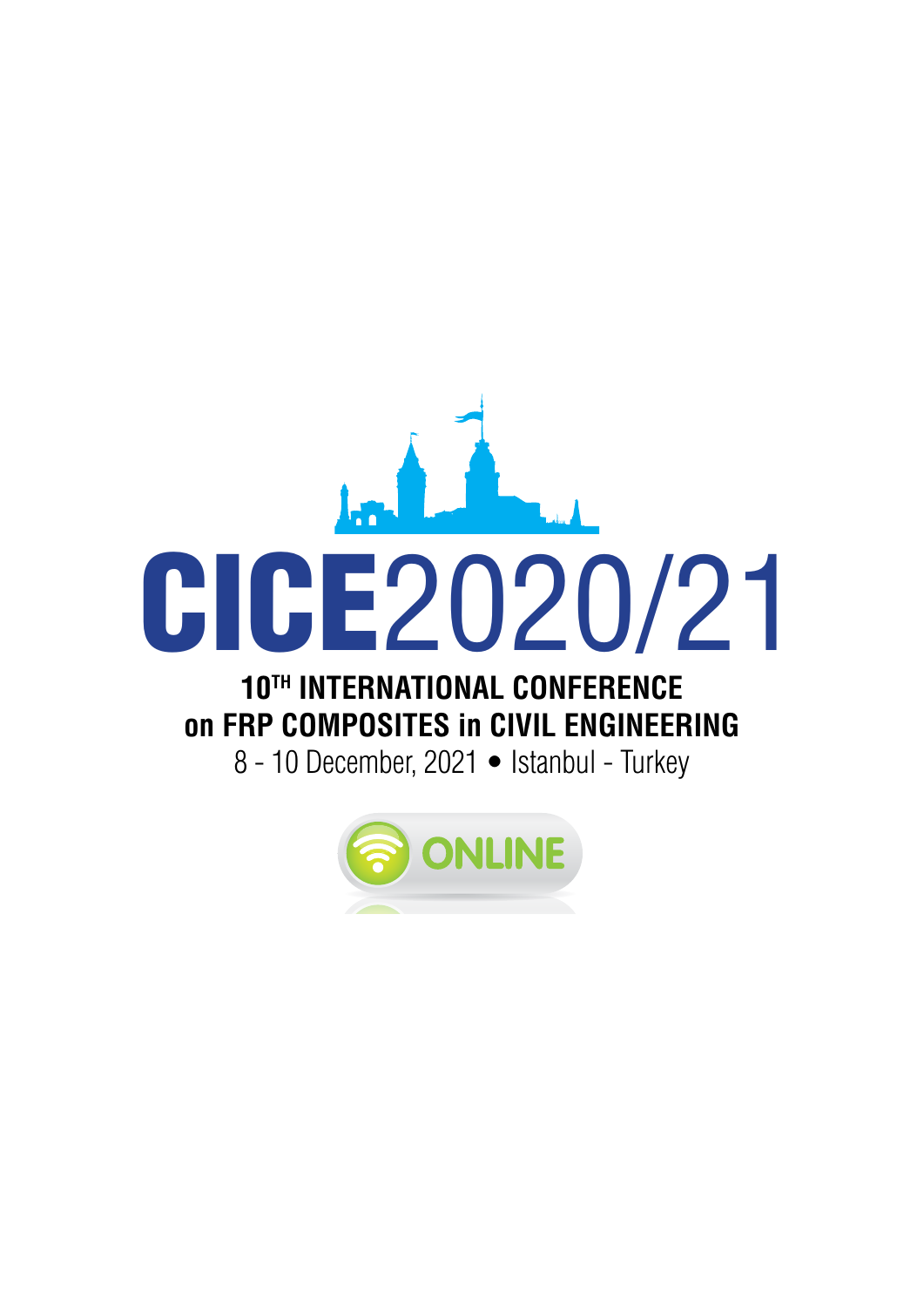# CICE2020/21

**10TH INTERNATIONAL CONFERENCE**
**on FRP COMPOSITES in CIVIL ENGINEERING**

8 - 10 December, 2021 • Istanbul - Turkey

ONLINE